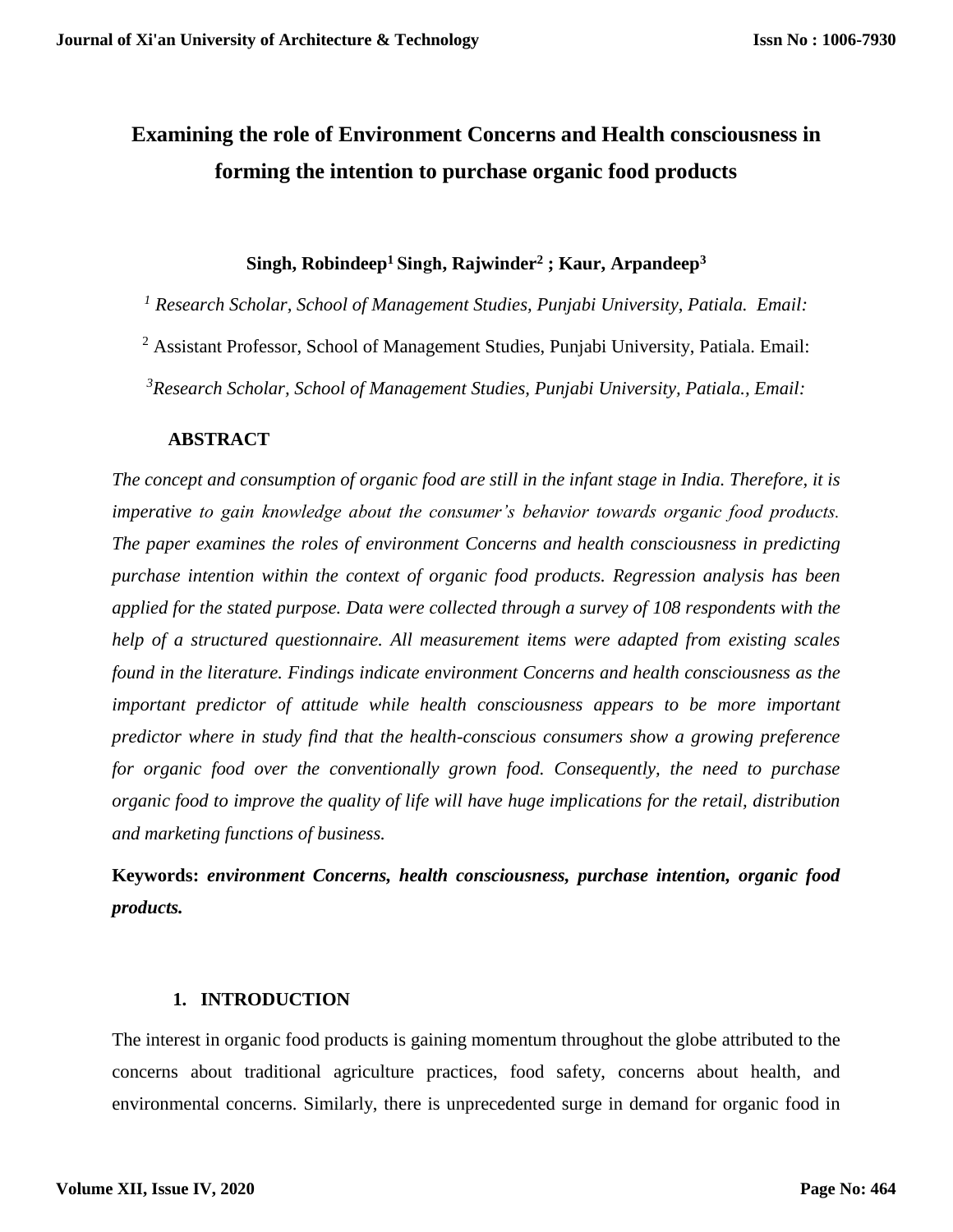# Examining the role of Environment Concerns and Health consciousness in forming the intention to purchase organic food products

**Singh, Robindeep[1] Singh, Rajwinder[2] ; Kaur, Arpandeep[3]**

[1] *Research Scholar, School of Management Studies, Punjabi University, Patiala. Email:*

[2] Assistant Professor, School of Management Studies, Punjabi University, Patiala. Email:

[3]*Research Scholar, School of Management Studies, Punjabi University, Patiala., Email:*

## ABSTRACT

*The concept and consumption of organic food are still in the infant stage in India. Therefore, it is imperative to gain knowledge about the consumer's behavior towards organic food products. The paper examines the roles of environment Concerns and health consciousness in predicting purchase intention within the context of organic food products. Regression analysis has been applied for the stated purpose. Data were collected through a survey of 108 respondents with the help of a structured questionnaire. All measurement items were adapted from existing scales found in the literature. Findings indicate environment Concerns and health consciousness as the important predictor of attitude while health consciousness appears to be more important predictor where in study find that the health-conscious consumers show a growing preference for organic food over the conventionally grown food. Consequently, the need to purchase organic food to improve the quality of life will have huge implications for the retail, distribution and marketing functions of business.*

**Keywords:** ***environment Concerns, health consciousness, purchase intention, organic food products.***

## 1. INTRODUCTION

The interest in organic food products is gaining momentum throughout the globe attributed to the concerns about traditional agriculture practices, food safety, concerns about health, and environmental concerns. Similarly, there is unprecedented surge in demand for organic food in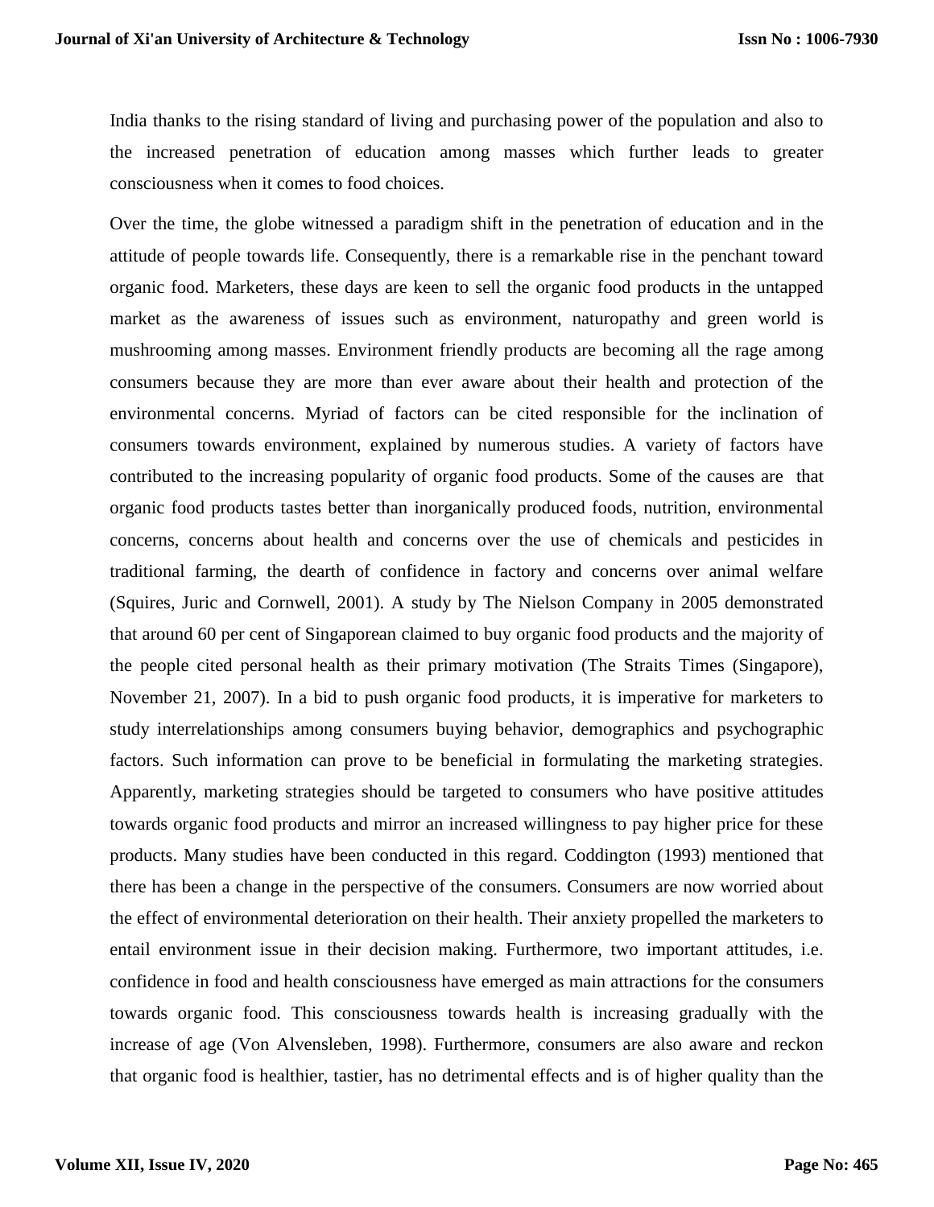India thanks to the rising standard of living and purchasing power of the population and also to the increased penetration of education among masses which further leads to greater consciousness when it comes to food choices.

Over the time, the globe witnessed a paradigm shift in the penetration of education and in the attitude of people towards life. Consequently, there is a remarkable rise in the penchant toward organic food. Marketers, these days are keen to sell the organic food products in the untapped market as the awareness of issues such as environment, naturopathy and green world is mushrooming among masses. Environment friendly products are becoming all the rage among consumers because they are more than ever aware about their health and protection of the environmental concerns. Myriad of factors can be cited responsible for the inclination of consumers towards environment, explained by numerous studies. A variety of factors have contributed to the increasing popularity of organic food products. Some of the causes are that organic food products tastes better than inorganically produced foods, nutrition, environmental concerns, concerns about health and concerns over the use of chemicals and pesticides in traditional farming, the dearth of confidence in factory and concerns over animal welfare (Squires, Juric and Cornwell, 2001). A study by The Nielson Company in 2005 demonstrated that around 60 per cent of Singaporean claimed to buy organic food products and the majority of the people cited personal health as their primary motivation (The Straits Times (Singapore), November 21, 2007). In a bid to push organic food products, it is imperative for marketers to study interrelationships among consumers buying behavior, demographics and psychographic factors. Such information can prove to be beneficial in formulating the marketing strategies. Apparently, marketing strategies should be targeted to consumers who have positive attitudes towards organic food products and mirror an increased willingness to pay higher price for these products. Many studies have been conducted in this regard. Coddington (1993) mentioned that there has been a change in the perspective of the consumers. Consumers are now worried about the effect of environmental deterioration on their health. Their anxiety propelled the marketers to entail environment issue in their decision making. Furthermore, two important attitudes, i.e. confidence in food and health consciousness have emerged as main attractions for the consumers towards organic food. This consciousness towards health is increasing gradually with the increase of age (Von Alvensleben, 1998). Furthermore, consumers are also aware and reckon that organic food is healthier, tastier, has no detrimental effects and is of higher quality than the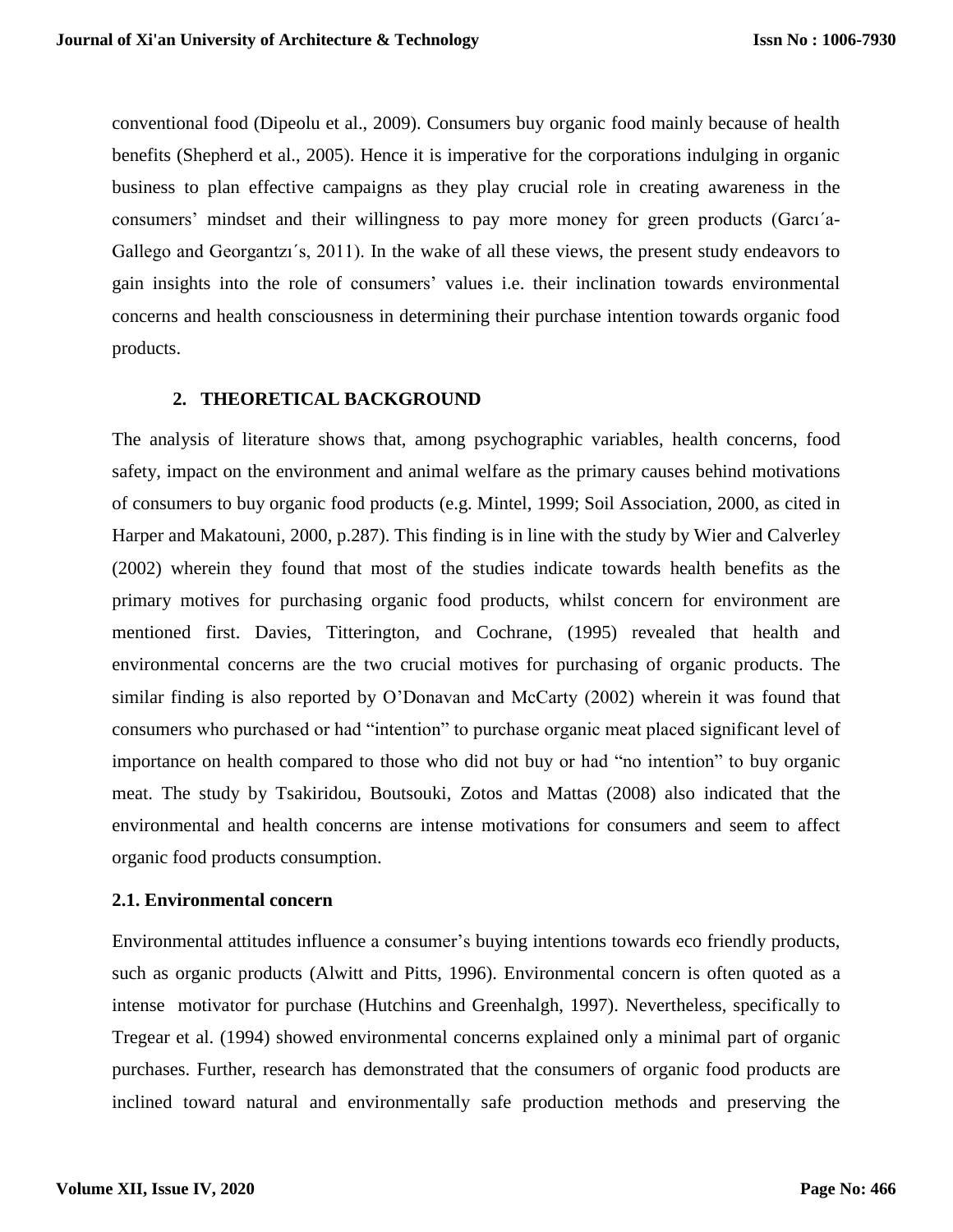conventional food (Dipeolu et al., 2009). Consumers buy organic food mainly because of health benefits (Shepherd et al., 2005). Hence it is imperative for the corporations indulging in organic business to plan effective campaigns as they play crucial role in creating awareness in the consumers' mindset and their willingness to pay more money for green products (Garcı´a-Gallego and Georgantzı´s, 2011). In the wake of all these views, the present study endeavors to gain insights into the role of consumers' values i.e. their inclination towards environmental concerns and health consciousness in determining their purchase intention towards organic food products.

## 2. THEORETICAL BACKGROUND

The analysis of literature shows that, among psychographic variables, health concerns, food safety, impact on the environment and animal welfare as the primary causes behind motivations of consumers to buy organic food products (e.g. Mintel, 1999; Soil Association, 2000, as cited in Harper and Makatouni, 2000, p.287). This finding is in line with the study by Wier and Calverley (2002) wherein they found that most of the studies indicate towards health benefits as the primary motives for purchasing organic food products, whilst concern for environment are mentioned first. Davies, Titterington, and Cochrane, (1995) revealed that health and environmental concerns are the two crucial motives for purchasing of organic products. The similar finding is also reported by O'Donavan and McCarty (2002) wherein it was found that consumers who purchased or had "intention" to purchase organic meat placed significant level of importance on health compared to those who did not buy or had "no intention" to buy organic meat. The study by Tsakiridou, Boutsouki, Zotos and Mattas (2008) also indicated that the environmental and health concerns are intense motivations for consumers and seem to affect organic food products consumption.

### 2.1. Environmental concern

Environmental attitudes influence a consumer's buying intentions towards eco friendly products, such as organic products (Alwitt and Pitts, 1996). Environmental concern is often quoted as a intense motivator for purchase (Hutchins and Greenhalgh, 1997). Nevertheless, specifically to Tregear et al. (1994) showed environmental concerns explained only a minimal part of organic purchases. Further, research has demonstrated that the consumers of organic food products are inclined toward natural and environmentally safe production methods and preserving the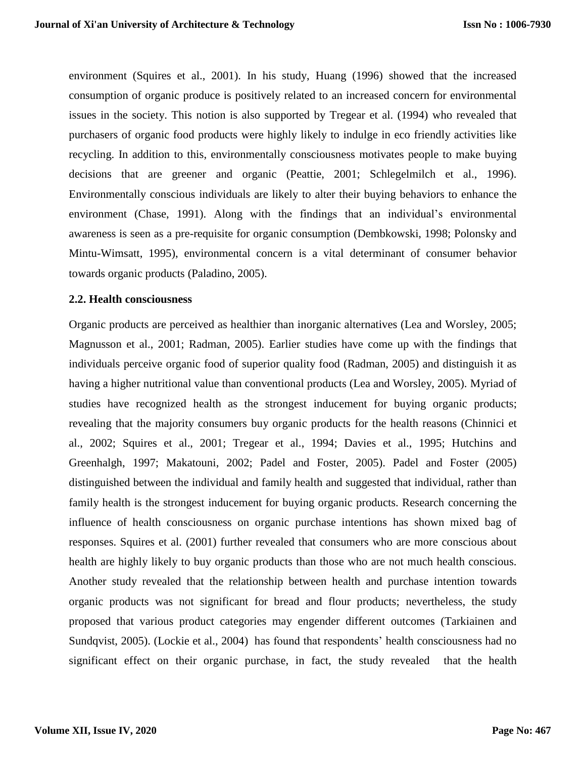environment (Squires et al., 2001). In his study, Huang (1996) showed that the increased consumption of organic produce is positively related to an increased concern for environmental issues in the society. This notion is also supported by Tregear et al. (1994) who revealed that purchasers of organic food products were highly likely to indulge in eco friendly activities like recycling. In addition to this, environmentally consciousness motivates people to make buying decisions that are greener and organic (Peattie, 2001; Schlegelmilch et al., 1996). Environmentally conscious individuals are likely to alter their buying behaviors to enhance the environment (Chase, 1991). Along with the findings that an individual's environmental awareness is seen as a pre-requisite for organic consumption (Dembkowski, 1998; Polonsky and Mintu-Wimsatt, 1995), environmental concern is a vital determinant of consumer behavior towards organic products (Paladino, 2005).

### 2.2. Health consciousness

Organic products are perceived as healthier than inorganic alternatives (Lea and Worsley, 2005; Magnusson et al., 2001; Radman, 2005). Earlier studies have come up with the findings that individuals perceive organic food of superior quality food (Radman, 2005) and distinguish it as having a higher nutritional value than conventional products (Lea and Worsley, 2005). Myriad of studies have recognized health as the strongest inducement for buying organic products; revealing that the majority consumers buy organic products for the health reasons (Chinnici et al., 2002; Squires et al., 2001; Tregear et al., 1994; Davies et al., 1995; Hutchins and Greenhalgh, 1997; Makatouni, 2002; Padel and Foster, 2005). Padel and Foster (2005) distinguished between the individual and family health and suggested that individual, rather than family health is the strongest inducement for buying organic products. Research concerning the influence of health consciousness on organic purchase intentions has shown mixed bag of responses. Squires et al. (2001) further revealed that consumers who are more conscious about health are highly likely to buy organic products than those who are not much health conscious. Another study revealed that the relationship between health and purchase intention towards organic products was not significant for bread and flour products; nevertheless, the study proposed that various product categories may engender different outcomes (Tarkiainen and Sundqvist, 2005). (Lockie et al., 2004) has found that respondents' health consciousness had no significant effect on their organic purchase, in fact, the study revealed that the health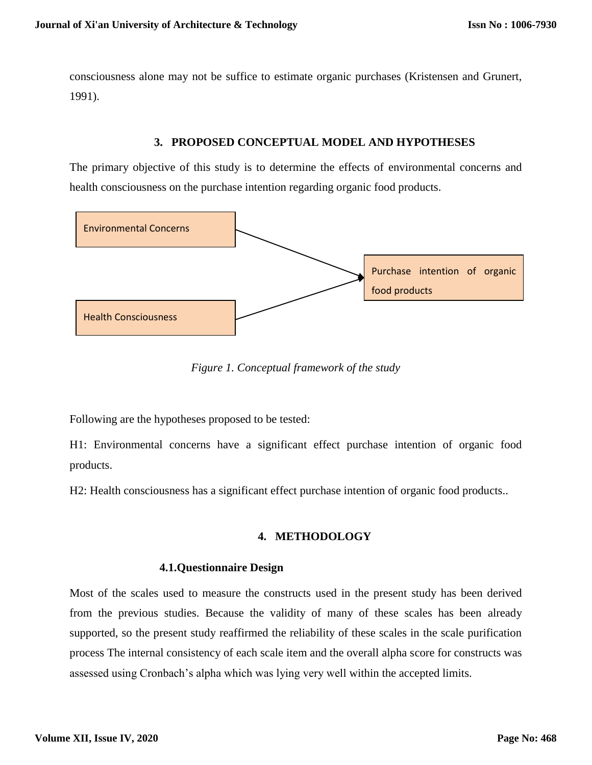consciousness alone may not be suffice to estimate organic purchases (Kristensen and Grunert, 1991).

## 3. PROPOSED CONCEPTUAL MODEL AND HYPOTHESES

The primary objective of this study is to determine the effects of environmental concerns and health consciousness on the purchase intention regarding organic food products.

Environmental Concerns

Health Consciousness

Purchase intention of organic food products

*Figure 1. Conceptual framework of the study*

Following are the hypotheses proposed to be tested:

H1: Environmental concerns have a significant effect purchase intention of organic food products.

H2: Health consciousness has a significant effect purchase intention of organic food products..

## 4. METHODOLOGY

### 4.1.Questionnaire Design

Most of the scales used to measure the constructs used in the present study has been derived from the previous studies. Because the validity of many of these scales has been already supported, so the present study reaffirmed the reliability of these scales in the scale purification process The internal consistency of each scale item and the overall alpha score for constructs was assessed using Cronbach's alpha which was lying very well within the accepted limits.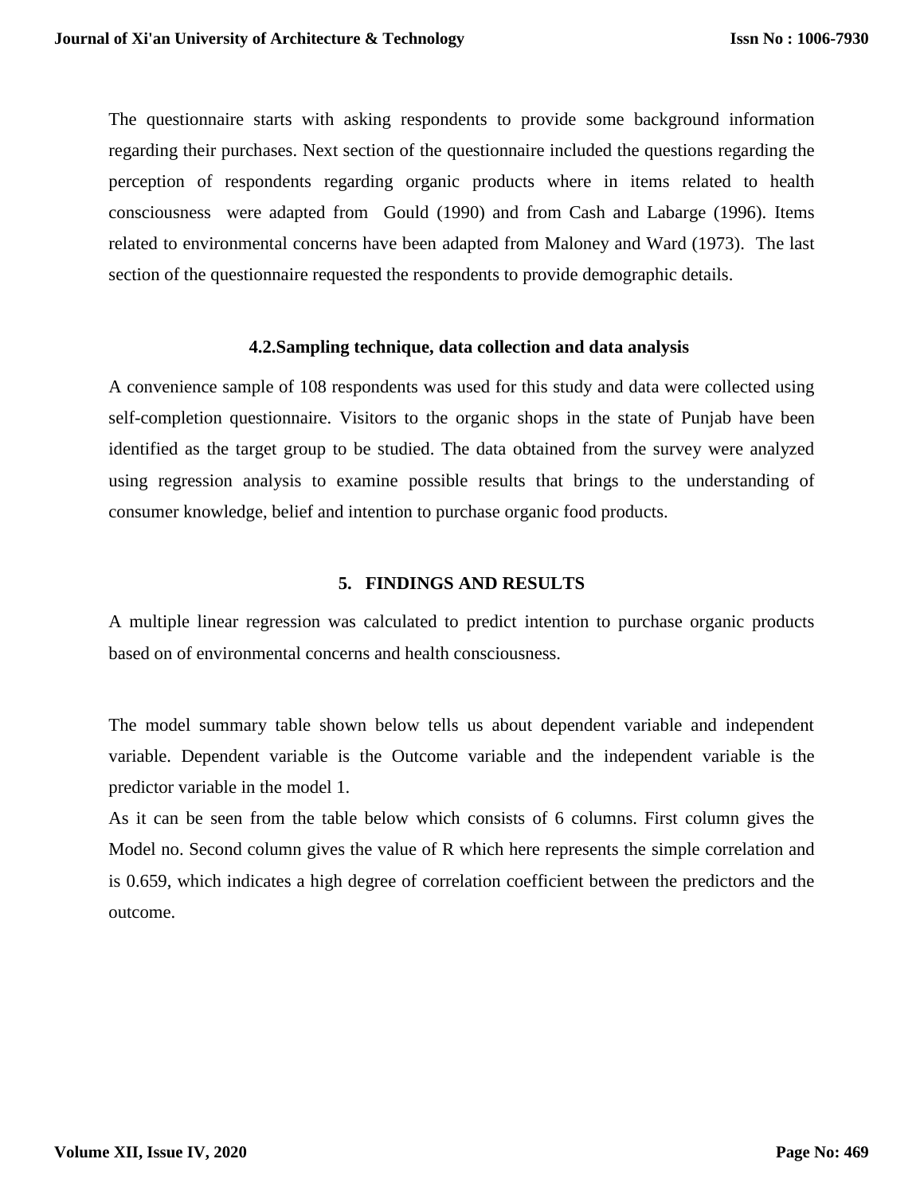The questionnaire starts with asking respondents to provide some background information regarding their purchases. Next section of the questionnaire included the questions regarding the perception of respondents regarding organic products where in items related to health consciousness were adapted from Gould (1990) and from Cash and Labarge (1996). Items related to environmental concerns have been adapted from Maloney and Ward (1973). The last section of the questionnaire requested the respondents to provide demographic details.

### 4.2.Sampling technique, data collection and data analysis

A convenience sample of 108 respondents was used for this study and data were collected using self-completion questionnaire. Visitors to the organic shops in the state of Punjab have been identified as the target group to be studied. The data obtained from the survey were analyzed using regression analysis to examine possible results that brings to the understanding of consumer knowledge, belief and intention to purchase organic food products.

## 5. FINDINGS AND RESULTS

A multiple linear regression was calculated to predict intention to purchase organic products based on of environmental concerns and health consciousness.

The model summary table shown below tells us about dependent variable and independent variable. Dependent variable is the Outcome variable and the independent variable is the predictor variable in the model 1.

As it can be seen from the table below which consists of 6 columns. First column gives the Model no. Second column gives the value of R which here represents the simple correlation and is 0.659, which indicates a high degree of correlation coefficient between the predictors and the outcome.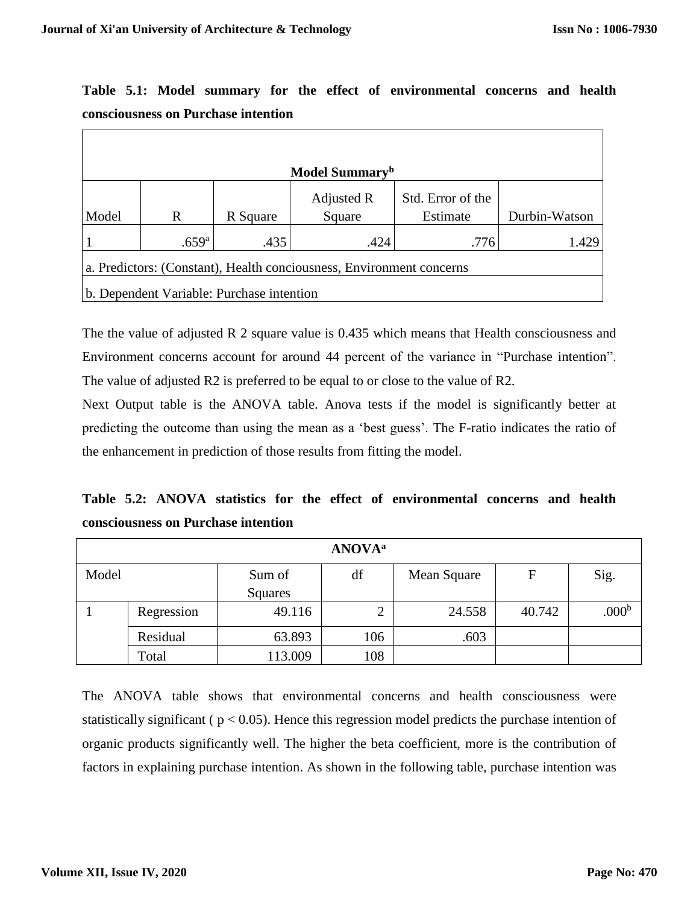**Table 5.1: Model summary for the effect of environmental concerns and health consciousness on Purchase intention**

| Model Summary[b] | | | | | |
|---|---|---|---|---|---|
| Model | R | R Square | Adjusted R Square | Std. Error of the Estimate | Durbin-Watson |
| 1 | .659[a] | .435 | .424 | .776 | 1.429 |
| a. Predictors: (Constant), Health conciousness, Environment concerns | | | | | |
| b. Dependent Variable: Purchase intention | | | | | |

The the value of adjusted R 2 square value is 0.435 which means that Health consciousness and Environment concerns account for around 44 percent of the variance in "Purchase intention". The value of adjusted R2 is preferred to be equal to or close to the value of R2.

Next Output table is the ANOVA table. Anova tests if the model is significantly better at predicting the outcome than using the mean as a 'best guess'. The F-ratio indicates the ratio of the enhancement in prediction of those results from fitting the model.

**Table 5.2: ANOVA statistics for the effect of environmental concerns and health consciousness on Purchase intention**

| ANOVA[a] | | | | | | |
|---|---|---|---|---|---|---|
| Model | | Sum of Squares | df | Mean Square | F | Sig. |
| 1 | Regression | 49.116 | 2 | 24.558 | 40.742 | .000[b] |
| | Residual | 63.893 | 106 | .603 | | |
| | Total | 113.009 | 108 | | | |

The ANOVA table shows that environmental concerns and health consciousness were statistically significant ( $p < 0.05$). Hence this regression model predicts the purchase intention of organic products significantly well. The higher the beta coefficient, more is the contribution of factors in explaining purchase intention. As shown in the following table, purchase intention was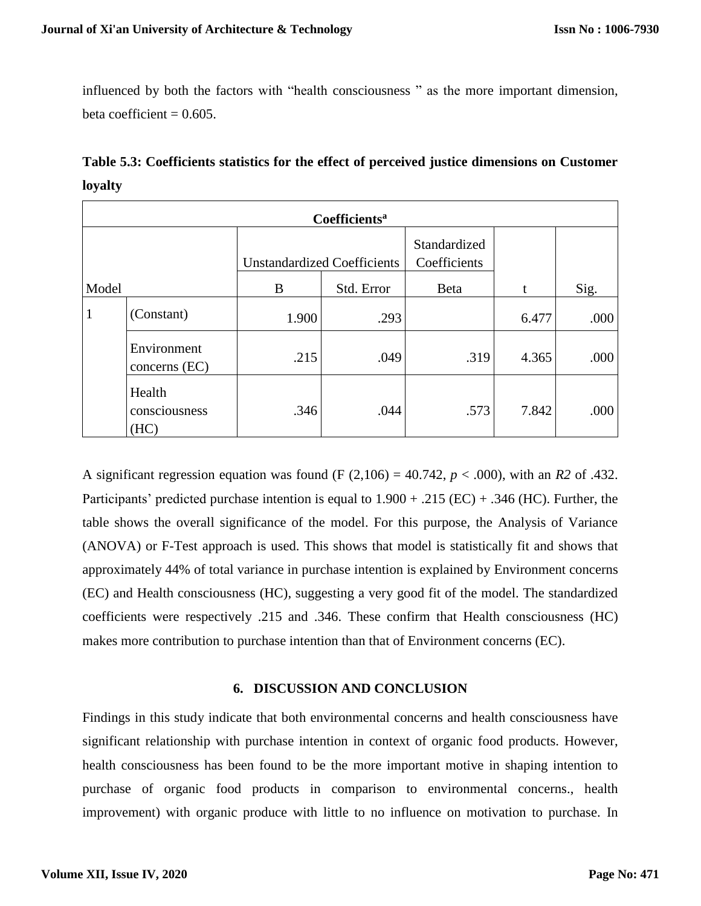influenced by both the factors with “health consciousness ” as the more important dimension, beta coefficient = 0.605.

**Table 5.3: Coefficients statistics for the effect of perceived justice dimensions on Customer loyalty**

| Coefficients[a] | | | | | | |
|---|---|---|---|---|---|---|
| | | Unstandardized Coefficients | | Standardized Coefficients | | |
| Model | | B | Std. Error | Beta | t | Sig. |
| 1 | (Constant) | 1.900 | .293 | | 6.477 | .000 |
| | Environment concerns (EC) | .215 | .049 | .319 | 4.365 | .000 |
| | Health consciousness (HC) | .346 | .044 | .573 | 7.842 | .000 |

A significant regression equation was found (F (2,106) = 40.742, $p < .000$), with an $R2$ of .432. Participants’ predicted purchase intention is equal to 1.900 + .215 (EC) + .346 (HC). Further, the table shows the overall significance of the model. For this purpose, the Analysis of Variance (ANOVA) or F-Test approach is used. This shows that model is statistically fit and shows that approximately 44% of total variance in purchase intention is explained by Environment concerns (EC) and Health consciousness (HC), suggesting a very good fit of the model. The standardized coefficients were respectively .215 and .346. These confirm that Health consciousness (HC) makes more contribution to purchase intention than that of Environment concerns (EC).

## 6. DISCUSSION AND CONCLUSION

Findings in this study indicate that both environmental concerns and health consciousness have significant relationship with purchase intention in context of organic food products. However, health consciousness has been found to be the more important motive in shaping intention to purchase of organic food products in comparison to environmental concerns., health improvement) with organic produce with little to no influence on motivation to purchase. In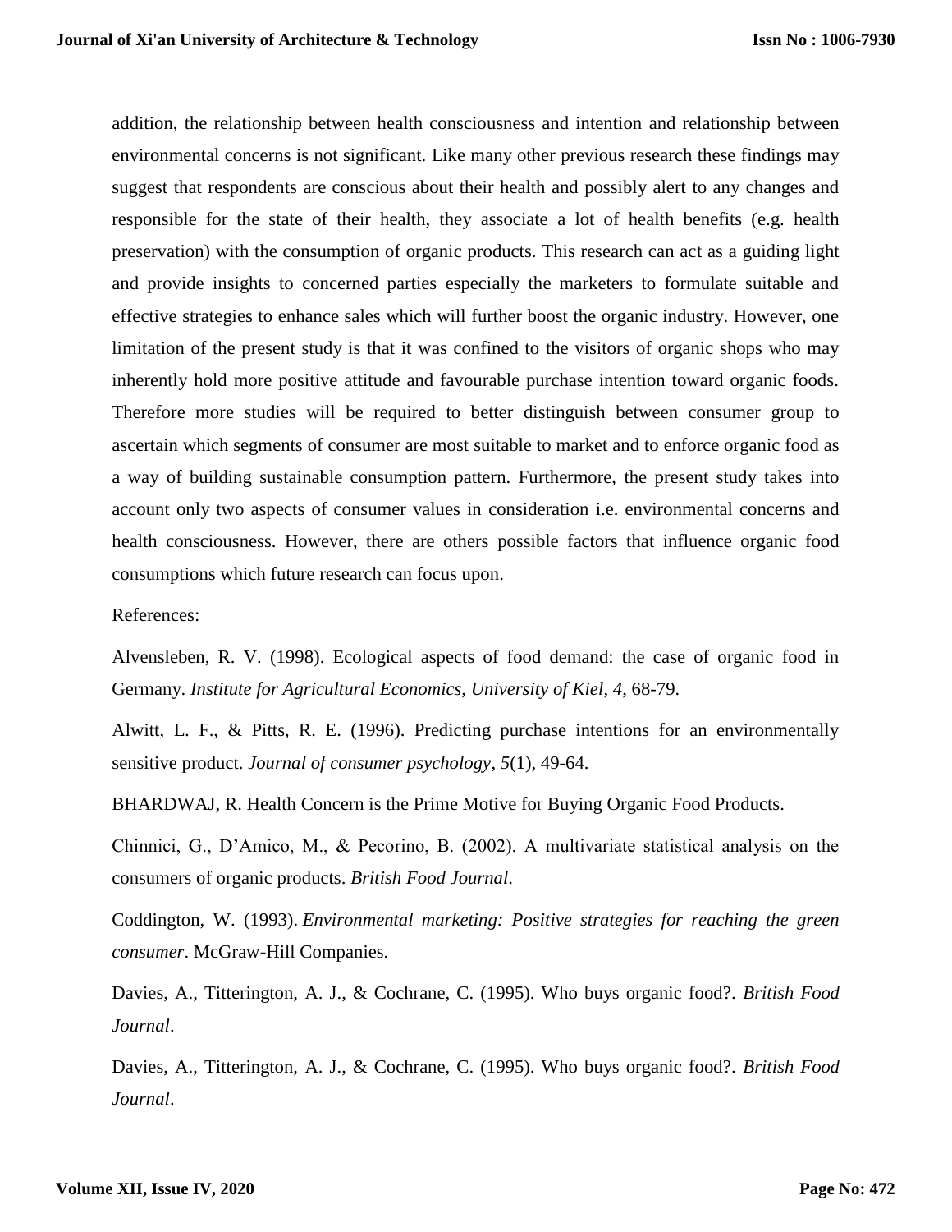addition, the relationship between health consciousness and intention and relationship between environmental concerns is not significant. Like many other previous research these findings may suggest that respondents are conscious about their health and possibly alert to any changes and responsible for the state of their health, they associate a lot of health benefits (e.g. health preservation) with the consumption of organic products. This research can act as a guiding light and provide insights to concerned parties especially the marketers to formulate suitable and effective strategies to enhance sales which will further boost the organic industry. However, one limitation of the present study is that it was confined to the visitors of organic shops who may inherently hold more positive attitude and favourable purchase intention toward organic foods. Therefore more studies will be required to better distinguish between consumer group to ascertain which segments of consumer are most suitable to market and to enforce organic food as a way of building sustainable consumption pattern. Furthermore, the present study takes into account only two aspects of consumer values in consideration i.e. environmental concerns and health consciousness. However, there are others possible factors that influence organic food consumptions which future research can focus upon.

References:

Alvensleben, R. V. (1998). Ecological aspects of food demand: the case of organic food in Germany. *Institute for Agricultural Economics, University of Kiel*, *4*, 68-79.

Alwitt, L. F., & Pitts, R. E. (1996). Predicting purchase intentions for an environmentally sensitive product. *Journal of consumer psychology*, *5*(1), 49-64.

BHARDWAJ, R. Health Concern is the Prime Motive for Buying Organic Food Products.

Chinnici, G., D'Amico, M., & Pecorino, B. (2002). A multivariate statistical analysis on the consumers of organic products. *British Food Journal*.

Coddington, W. (1993). *Environmental marketing: Positive strategies for reaching the green consumer*. McGraw-Hill Companies.

Davies, A., Titterington, A. J., & Cochrane, C. (1995). Who buys organic food?. *British Food Journal*.

Davies, A., Titterington, A. J., & Cochrane, C. (1995). Who buys organic food?. *British Food Journal*.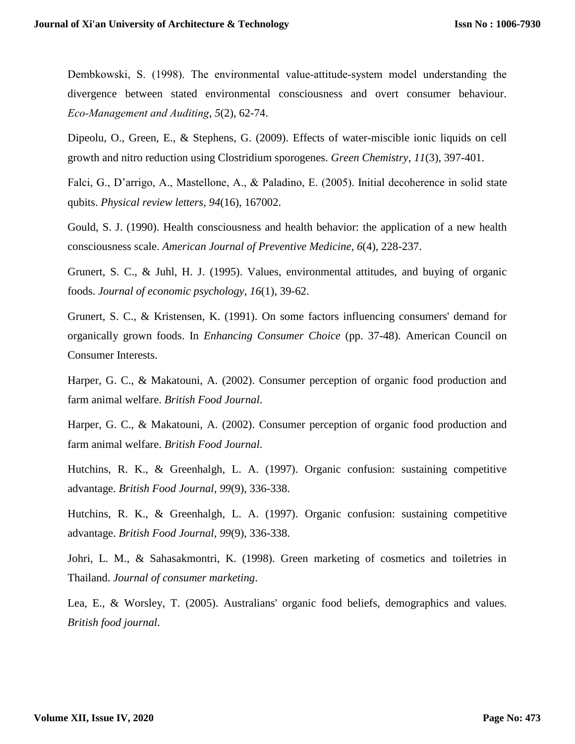Dembkowski, S. (1998). The environmental value-attitude-system model understanding the divergence between stated environmental consciousness and overt consumer behaviour. *Eco-Management and Auditing*, *5*(2), 62-74.

Dipeolu, O., Green, E., & Stephens, G. (2009). Effects of water-miscible ionic liquids on cell growth and nitro reduction using Clostridium sporogenes. *Green Chemistry*, *11*(3), 397-401.

Falci, G., D'arrigo, A., Mastellone, A., & Paladino, E. (2005). Initial decoherence in solid state qubits. *Physical review letters*, *94*(16), 167002.

Gould, S. J. (1990). Health consciousness and health behavior: the application of a new health consciousness scale. *American Journal of Preventive Medicine*, *6*(4), 228-237.

Grunert, S. C., & Juhl, H. J. (1995). Values, environmental attitudes, and buying of organic foods. *Journal of economic psychology*, *16*(1), 39-62.

Grunert, S. C., & Kristensen, K. (1991). On some factors influencing consumers' demand for organically grown foods. In *Enhancing Consumer Choice* (pp. 37-48). American Council on Consumer Interests.

Harper, G. C., & Makatouni, A. (2002). Consumer perception of organic food production and farm animal welfare. *British Food Journal*.

Harper, G. C., & Makatouni, A. (2002). Consumer perception of organic food production and farm animal welfare. *British Food Journal*.

Hutchins, R. K., & Greenhalgh, L. A. (1997). Organic confusion: sustaining competitive advantage. *British Food Journal*, *99*(9), 336-338.

Hutchins, R. K., & Greenhalgh, L. A. (1997). Organic confusion: sustaining competitive advantage. *British Food Journal*, *99*(9), 336-338.

Johri, L. M., & Sahasakmontri, K. (1998). Green marketing of cosmetics and toiletries in Thailand. *Journal of consumer marketing*.

Lea, E., & Worsley, T. (2005). Australians' organic food beliefs, demographics and values. *British food journal*.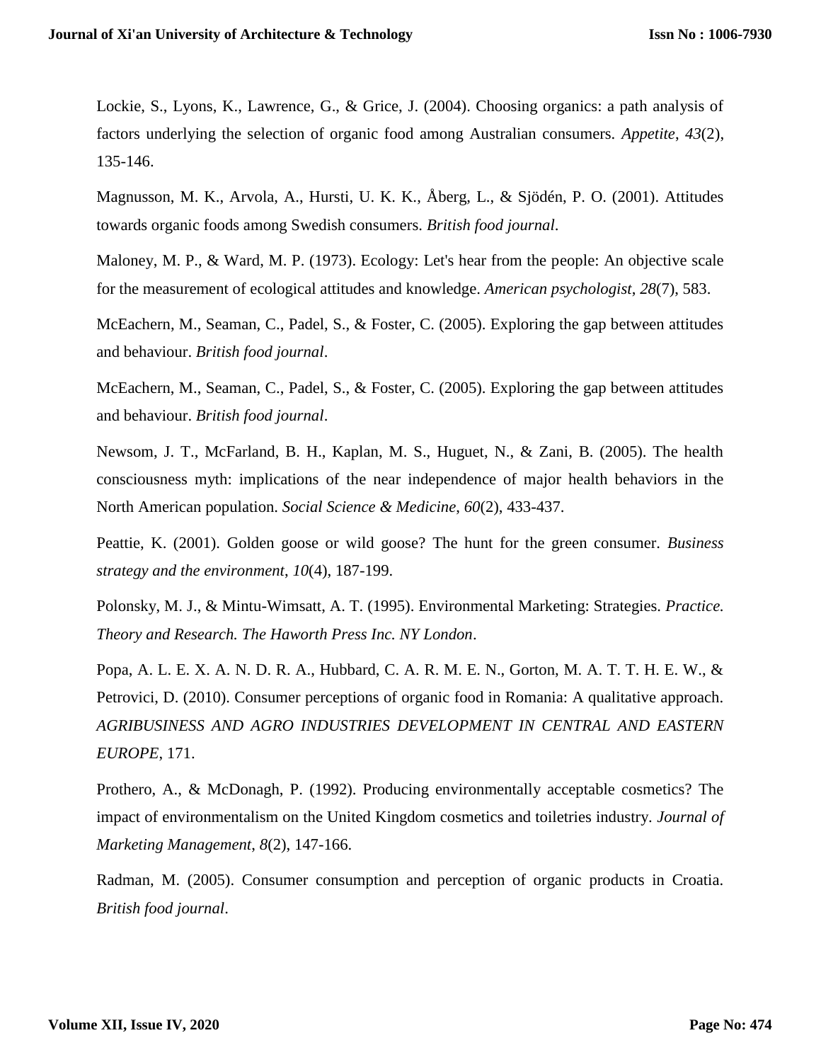Lockie, S., Lyons, K., Lawrence, G., & Grice, J. (2004). Choosing organics: a path analysis of factors underlying the selection of organic food among Australian consumers. *Appetite*, *43*(2), 135-146.

Magnusson, M. K., Arvola, A., Hursti, U. K. K., Åberg, L., & Sjödén, P. O. (2001). Attitudes towards organic foods among Swedish consumers. *British food journal*.

Maloney, M. P., & Ward, M. P. (1973). Ecology: Let's hear from the people: An objective scale for the measurement of ecological attitudes and knowledge. *American psychologist*, *28*(7), 583.

McEachern, M., Seaman, C., Padel, S., & Foster, C. (2005). Exploring the gap between attitudes and behaviour. *British food journal*.

McEachern, M., Seaman, C., Padel, S., & Foster, C. (2005). Exploring the gap between attitudes and behaviour. *British food journal*.

Newsom, J. T., McFarland, B. H., Kaplan, M. S., Huguet, N., & Zani, B. (2005). The health consciousness myth: implications of the near independence of major health behaviors in the North American population. *Social Science & Medicine*, *60*(2), 433-437.

Peattie, K. (2001). Golden goose or wild goose? The hunt for the green consumer. *Business strategy and the environment*, *10*(4), 187-199.

Polonsky, M. J., & Mintu-Wimsatt, A. T. (1995). Environmental Marketing: Strategies. *Practice. Theory and Research. The Haworth Press Inc. NY London*.

Popa, A. L. E. X. A. N. D. R. A., Hubbard, C. A. R. M. E. N., Gorton, M. A. T. T. H. E. W., & Petrovici, D. (2010). Consumer perceptions of organic food in Romania: A qualitative approach. *AGRIBUSINESS AND AGRO INDUSTRIES DEVELOPMENT IN CENTRAL AND EASTERN EUROPE*, 171.

Prothero, A., & McDonagh, P. (1992). Producing environmentally acceptable cosmetics? The impact of environmentalism on the United Kingdom cosmetics and toiletries industry. *Journal of Marketing Management*, *8*(2), 147-166.

Radman, M. (2005). Consumer consumption and perception of organic products in Croatia. *British food journal*.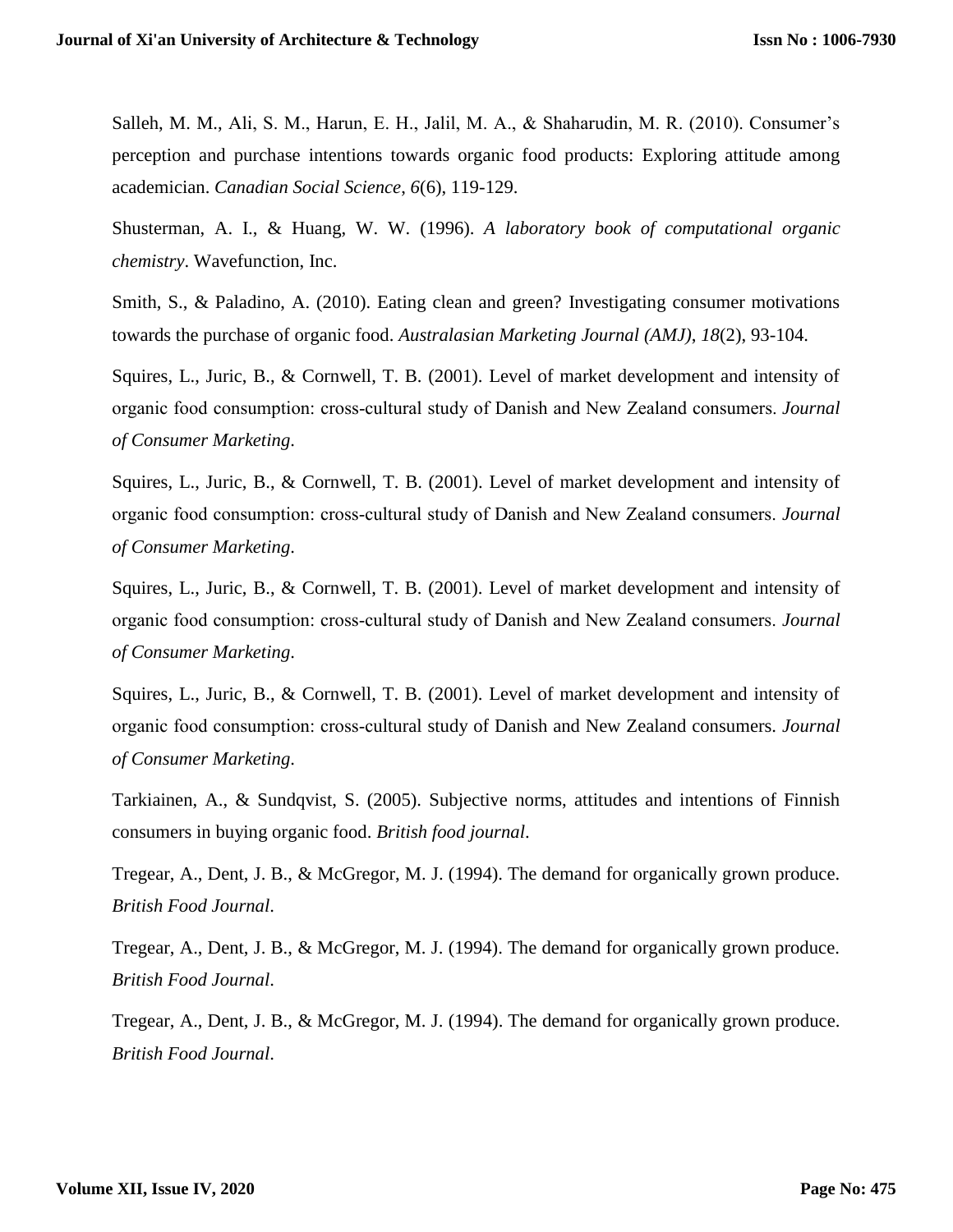Salleh, M. M., Ali, S. M., Harun, E. H., Jalil, M. A., & Shaharudin, M. R. (2010). Consumer's perception and purchase intentions towards organic food products: Exploring attitude among academician. *Canadian Social Science*, *6*(6), 119-129.

Shusterman, A. I., & Huang, W. W. (1996). *A laboratory book of computational organic chemistry*. Wavefunction, Inc.

Smith, S., & Paladino, A. (2010). Eating clean and green? Investigating consumer motivations towards the purchase of organic food. *Australasian Marketing Journal (AMJ)*, *18*(2), 93-104.

Squires, L., Juric, B., & Cornwell, T. B. (2001). Level of market development and intensity of organic food consumption: cross-cultural study of Danish and New Zealand consumers. *Journal of Consumer Marketing*.

Squires, L., Juric, B., & Cornwell, T. B. (2001). Level of market development and intensity of organic food consumption: cross-cultural study of Danish and New Zealand consumers. *Journal of Consumer Marketing*.

Squires, L., Juric, B., & Cornwell, T. B. (2001). Level of market development and intensity of organic food consumption: cross-cultural study of Danish and New Zealand consumers. *Journal of Consumer Marketing*.

Squires, L., Juric, B., & Cornwell, T. B. (2001). Level of market development and intensity of organic food consumption: cross-cultural study of Danish and New Zealand consumers. *Journal of Consumer Marketing*.

Tarkiainen, A., & Sundqvist, S. (2005). Subjective norms, attitudes and intentions of Finnish consumers in buying organic food. *British food journal*.

Tregear, A., Dent, J. B., & McGregor, M. J. (1994). The demand for organically grown produce. *British Food Journal*.

Tregear, A., Dent, J. B., & McGregor, M. J. (1994). The demand for organically grown produce. *British Food Journal*.

Tregear, A., Dent, J. B., & McGregor, M. J. (1994). The demand for organically grown produce. *British Food Journal*.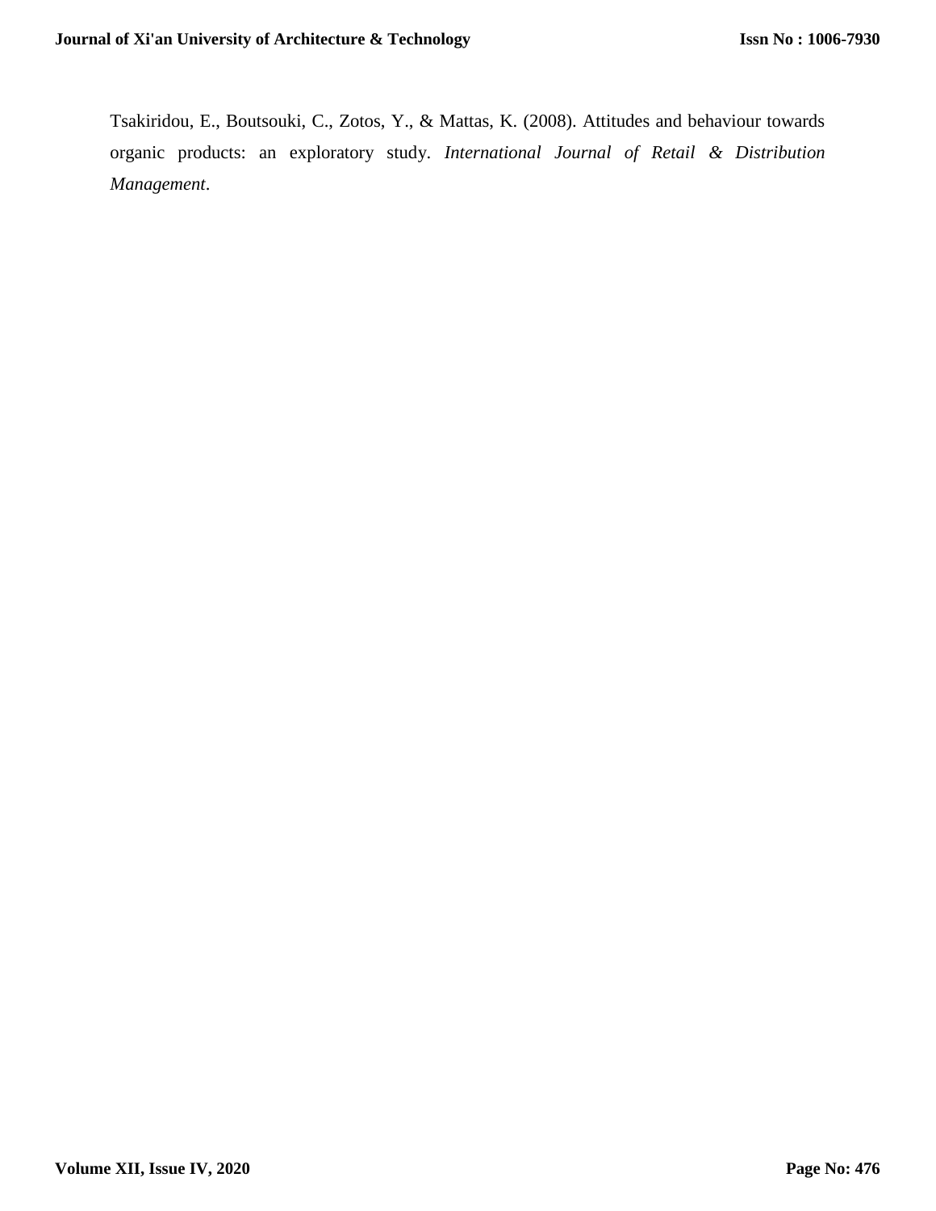Tsakiridou, E., Boutsouki, C., Zotos, Y., & Mattas, K. (2008). Attitudes and behaviour towards organic products: an exploratory study. *International Journal of Retail & Distribution Management*.